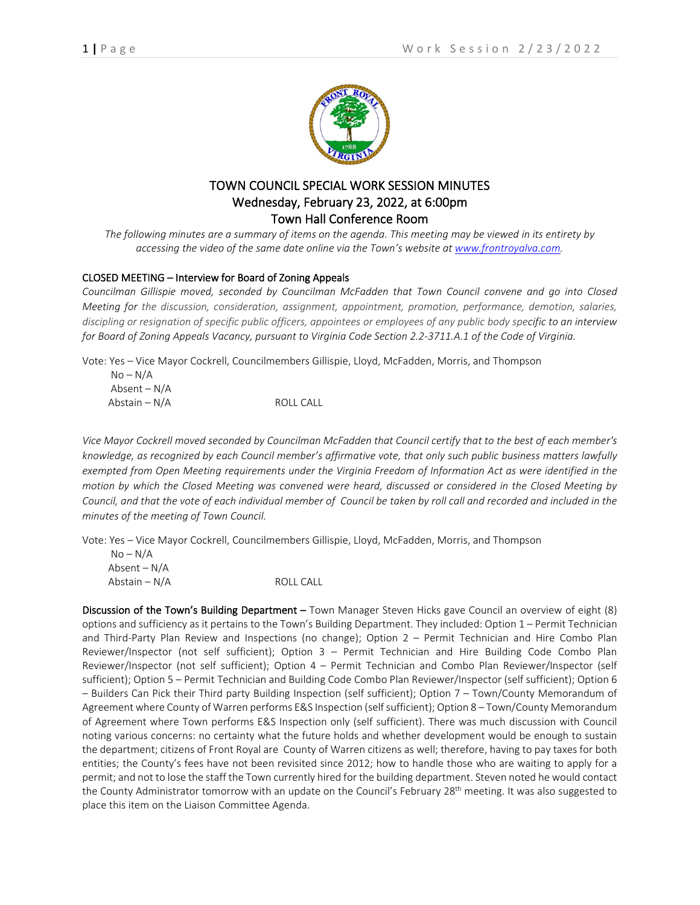# TOWN COUNCIL SPECIAL WORK SESSION MINUTES
## Wednesday, February 23, 2022, at 6:00pm
## Town Hall Conference Room

*The following minutes are a summary of items on the agenda. This meeting may be viewed in its entirety by accessing the video of the same date online via the Town's website at www.frontroyalva.com.*

**CLOSED MEETING – Interview for Board of Zoning Appeals**

*Councilman Gillispie moved, seconded by Councilman McFadden that Town Council convene and go into Closed Meeting for the discussion, consideration, assignment, appointment, promotion, performance, demotion, salaries, discipling or resignation of specific public officers, appointees or employees of any public body specific to an interview for Board of Zoning Appeals Vacancy, pursuant to Virginia Code Section 2.2-3711.A.1 of the Code of Virginia.*

Vote: Yes – Vice Mayor Cockrell, Councilmembers Gillispie, Lloyd, McFadden, Morris, and Thompson
No – N/A
Absent – N/A
Abstain – N/A ROLL CALL

*Vice Mayor Cockrell moved seconded by Councilman McFadden that Council certify that to the best of each member's knowledge, as recognized by each Council member's affirmative vote, that only such public business matters lawfully exempted from Open Meeting requirements under the Virginia Freedom of Information Act as were identified in the motion by which the Closed Meeting was convened were heard, discussed or considered in the Closed Meeting by Council, and that the vote of each individual member of Council be taken by roll call and recorded and included in the minutes of the meeting of Town Council.*

Vote: Yes – Vice Mayor Cockrell, Councilmembers Gillispie, Lloyd, McFadden, Morris, and Thompson
No – N/A
Absent – N/A
Abstain – N/A ROLL CALL

**Discussion of the Town's Building Department –** Town Manager Steven Hicks gave Council an overview of eight (8) options and sufficiency as it pertains to the Town's Building Department. They included: Option 1 – Permit Technician and Third-Party Plan Review and Inspections (no change); Option 2 – Permit Technician and Hire Combo Plan Reviewer/Inspector (not self sufficient); Option 3 – Permit Technician and Hire Building Code Combo Plan Reviewer/Inspector (not self sufficient); Option 4 – Permit Technician and Combo Plan Reviewer/Inspector (self sufficient); Option 5 – Permit Technician and Building Code Combo Plan Reviewer/Inspector (self sufficient); Option 6 – Builders Can Pick their Third party Building Inspection (self sufficient); Option 7 – Town/County Memorandum of Agreement where County of Warren performs E&S Inspection (self sufficient); Option 8 – Town/County Memorandum of Agreement where Town performs E&S Inspection only (self sufficient). There was much discussion with Council noting various concerns: no certainty what the future holds and whether development would be enough to sustain the department; citizens of Front Royal are County of Warren citizens as well; therefore, having to pay taxes for both entities; the County's fees have not been revisited since 2012; how to handle those who are waiting to apply for a permit; and not to lose the staff the Town currently hired for the building department. Steven noted he would contact the County Administrator tomorrow with an update on the Council's February 28th meeting. It was also suggested to place this item on the Liaison Committee Agenda.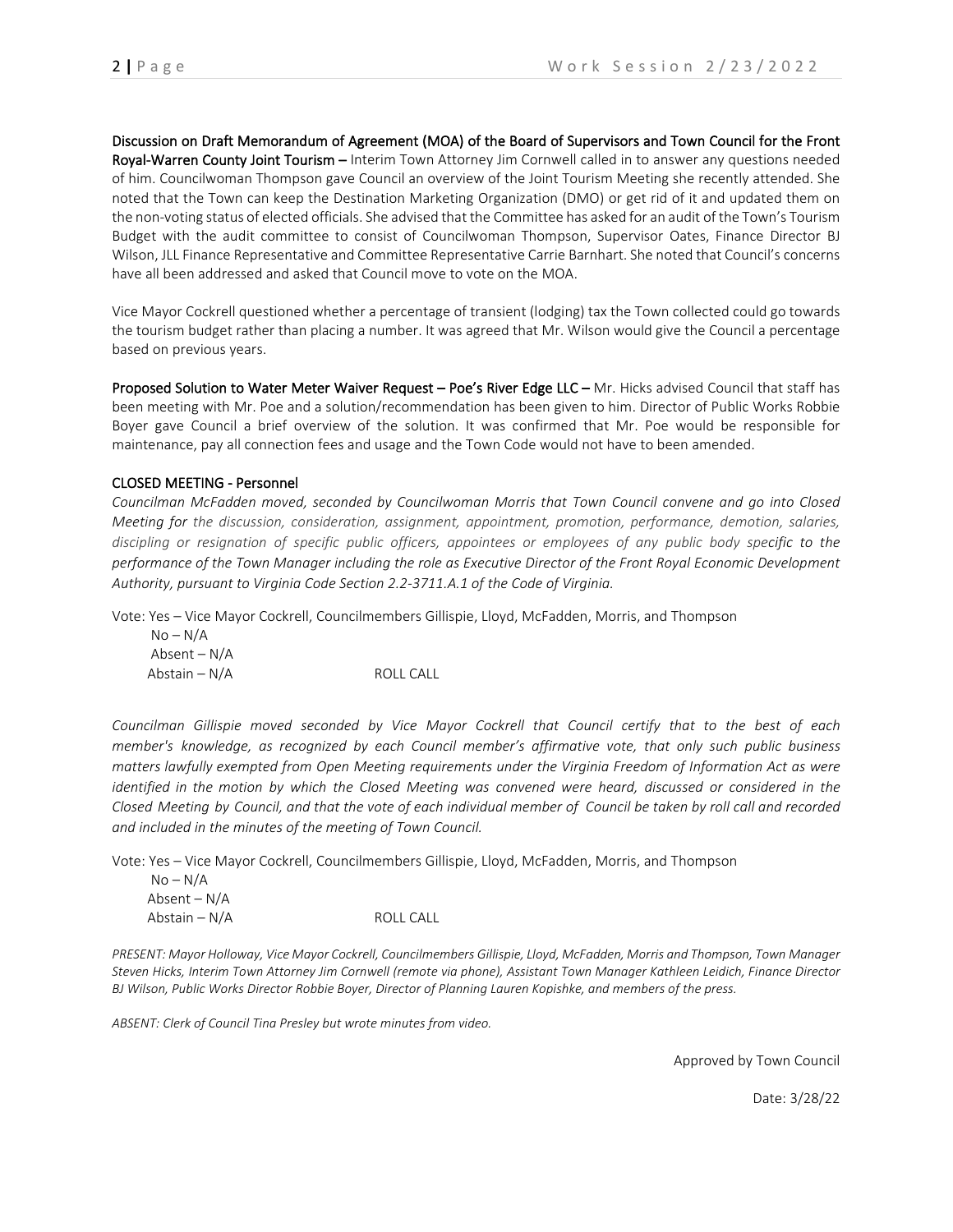**Discussion on Draft Memorandum of Agreement (MOA) of the Board of Supervisors and Town Council for the Front Royal-Warren County Joint Tourism –** Interim Town Attorney Jim Cornwell called in to answer any questions needed of him. Councilwoman Thompson gave Council an overview of the Joint Tourism Meeting she recently attended. She noted that the Town can keep the Destination Marketing Organization (DMO) or get rid of it and updated them on the non-voting status of elected officials. She advised that the Committee has asked for an audit of the Town's Tourism Budget with the audit committee to consist of Councilwoman Thompson, Supervisor Oates, Finance Director BJ Wilson, JLL Finance Representative and Committee Representative Carrie Barnhart. She noted that Council's concerns have all been addressed and asked that Council move to vote on the MOA.

Vice Mayor Cockrell questioned whether a percentage of transient (lodging) tax the Town collected could go towards the tourism budget rather than placing a number. It was agreed that Mr. Wilson would give the Council a percentage based on previous years.

**Proposed Solution to Water Meter Waiver Request – Poe's River Edge LLC –** Mr. Hicks advised Council that staff has been meeting with Mr. Poe and a solution/recommendation has been given to him. Director of Public Works Robbie Boyer gave Council a brief overview of the solution. It was confirmed that Mr. Poe would be responsible for maintenance, pay all connection fees and usage and the Town Code would not have to been amended.

**CLOSED MEETING - Personnel**

*Councilman McFadden moved, seconded by Councilwoman Morris that Town Council convene and go into Closed Meeting for the discussion, consideration, assignment, appointment, promotion, performance, demotion, salaries, discipling or resignation of specific public officers, appointees or employees of any public body specific to the performance of the Town Manager including the role as Executive Director of the Front Royal Economic Development Authority, pursuant to Virginia Code Section 2.2-3711.A.1 of the Code of Virginia.*

Vote: Yes – Vice Mayor Cockrell, Councilmembers Gillispie, Lloyd, McFadden, Morris, and Thompson
No – N/A
Absent – N/A
Abstain – N/A ROLL CALL

*Councilman Gillispie moved seconded by Vice Mayor Cockrell that Council certify that to the best of each member's knowledge, as recognized by each Council member's affirmative vote, that only such public business matters lawfully exempted from Open Meeting requirements under the Virginia Freedom of Information Act as were identified in the motion by which the Closed Meeting was convened were heard, discussed or considered in the Closed Meeting by Council, and that the vote of each individual member of Council be taken by roll call and recorded and included in the minutes of the meeting of Town Council.*

Vote: Yes – Vice Mayor Cockrell, Councilmembers Gillispie, Lloyd, McFadden, Morris, and Thompson
No – N/A
Absent – N/A
Abstain – N/A ROLL CALL

*PRESENT: Mayor Holloway, Vice Mayor Cockrell, Councilmembers Gillispie, Lloyd, McFadden, Morris and Thompson, Town Manager Steven Hicks, Interim Town Attorney Jim Cornwell (remote via phone), Assistant Town Manager Kathleen Leidich, Finance Director BJ Wilson, Public Works Director Robbie Boyer, Director of Planning Lauren Kopishke, and members of the press.*

*ABSENT: Clerk of Council Tina Presley but wrote minutes from video.*

Approved by Town Council

Date: 3/28/22